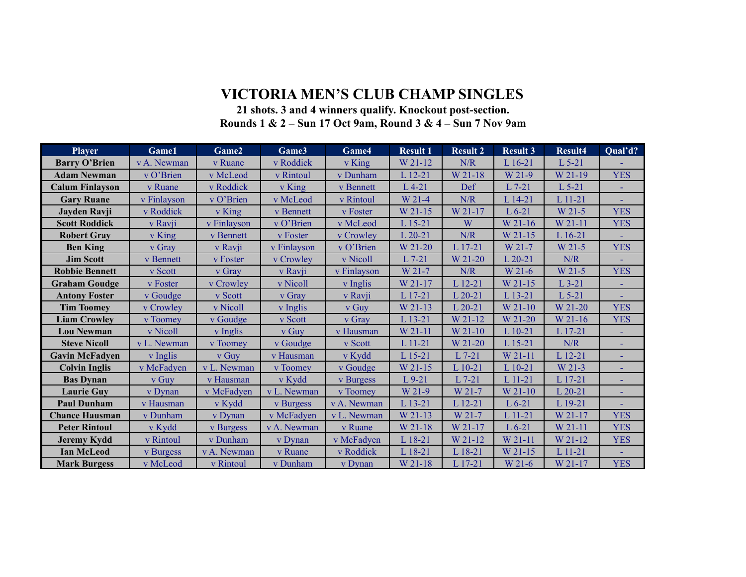# VICTORIA MEN'S CLUB CHAMP SINGLES

**21 shots. 3 and 4 winners qualify. Knockout post-section.**
**Rounds 1 & 2 – Sun 17 Oct 9am, Round 3 & 4 – Sun 7 Nov 9am**

| Player | Game1 | Game2 | Game3 | Game4 | Result 1 | Result 2 | Result 3 | Result4 | Qual'd? |
|---|---|---|---|---|---|---|---|---|---|
| **Barry O'Brien** | v A. Newman | v Ruane | v Roddick | v King | W 21-12 | N/R | L 16-21 | L 5-21 | - |
| **Adam Newman** | v O'Brien | v McLeod | v Rintoul | v Dunham | L 12-21 | W 21-18 | W 21-9 | W 21-19 | YES |
| **Calum Finlayson** | v Ruane | v Roddick | v King | v Bennett | L 4-21 | Def | L 7-21 | L 5-21 | - |
| **Gary Ruane** | v Finlayson | v O'Brien | v McLeod | v Rintoul | W 21-4 | N/R | L 14-21 | L 11-21 | - |
| **Jayden Ravji** | v Roddick | v King | v Bennett | v Foster | W 21-15 | W 21-17 | L 6-21 | W 21-5 | YES |
| **Scott Roddick** | v Ravji | v Finlayson | v O'Brien | v McLeod | L 15-21 | W | W 21-16 | W 21-11 | YES |
| **Robert Gray** | v King | v Bennett | v Foster | v Crowley | L 20-21 | N/R | W 21-15 | L 16-21 | - |
| **Ben King** | v Gray | v Ravji | v Finlayson | v O'Brien | W 21-20 | L 17-21 | W 21-7 | W 21-5 | YES |
| **Jim Scott** | v Bennett | v Foster | v Crowley | v Nicoll | L 7-21 | W 21-20 | L 20-21 | N/R | - |
| **Robbie Bennett** | v Scott | v Gray | v Ravji | v Finlayson | W 21-7 | N/R | W 21-6 | W 21-5 | YES |
| **Graham Goudge** | v Foster | v Crowley | v Nicoll | v Inglis | W 21-17 | L 12-21 | W 21-15 | L 3-21 | - |
| **Antony Foster** | v Goudge | v Scott | v Gray | v Ravji | L 17-21 | L 20-21 | L 13-21 | L 5-21 | - |
| **Tim Toomey** | v Crowley | v Nicoll | v Inglis | v Guy | W 21-13 | L 20-21 | W 21-10 | W 21-20 | YES |
| **Liam Crowley** | v Toomey | v Goudge | v Scott | v Gray | L 13-21 | W 21-12 | W 21-20 | W 21-16 | YES |
| **Lou Newman** | v Nicoll | v Inglis | v Guy | v Hausman | W 21-11 | W 21-10 | L 10-21 | L 17-21 | - |
| **Steve Nicoll** | v L. Newman | v Toomey | v Goudge | v Scott | L 11-21 | W 21-20 | L 15-21 | N/R | - |
| **Gavin McFadyen** | v Inglis | v Guy | v Hausman | v Kydd | L 15-21 | L 7-21 | W 21-11 | L 12-21 | - |
| **Colvin Inglis** | v McFadyen | v L. Newman | v Toomey | v Goudge | W 21-15 | L 10-21 | L 10-21 | W 21-3 | - |
| **Bas Dynan** | v Guy | v Hausman | v Kydd | v Burgess | L 9-21 | L 7-21 | L 11-21 | L 17-21 | - |
| **Laurie Guy** | v Dynan | v McFadyen | v L. Newman | v Toomey | W 21-9 | W 21-7 | W 21-10 | L 20-21 | - |
| **Paul Dunham** | v Hausman | v Kydd | v Burgess | v A. Newman | L 13-21 | L 12-21 | L 6-21 | L 19-21 | - |
| **Chance Hausman** | v Dunham | v Dynan | v McFadyen | v L. Newman | W 21-13 | W 21-7 | L 11-21 | W 21-17 | YES |
| **Peter Rintoul** | v Kydd | v Burgess | v A. Newman | v Ruane | W 21-18 | W 21-17 | L 6-21 | W 21-11 | YES |
| **Jeremy Kydd** | v Rintoul | v Dunham | v Dynan | v McFadyen | L 18-21 | W 21-12 | W 21-11 | W 21-12 | YES |
| **Ian McLeod** | v Burgess | v A. Newman | v Ruane | v Roddick | L 18-21 | L 18-21 | W 21-15 | L 11-21 | - |
| **Mark Burgess** | v McLeod | v Rintoul | v Dunham | v Dynan | W 21-18 | L 17-21 | W 21-6 | W 21-17 | YES |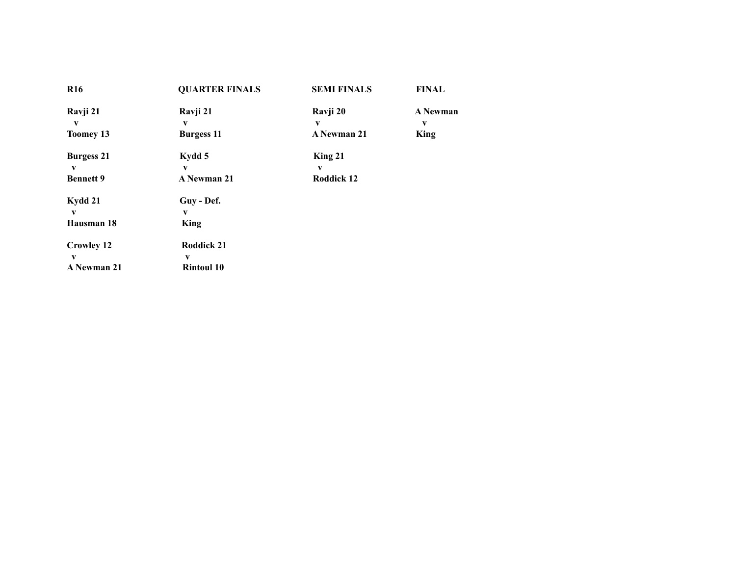| R16 | QUARTER FINALS | SEMI FINALS | FINAL |
|---|---|---|---|
| **Ravji 21** | **Ravji 21** | **Ravji 20** | **A Newman** |
| **v** | **v** | **v** | **v** |
| **Toomey 13** | **Burgess 11** | **A Newman 21** | **King** |
| | | | |
| **Burgess 21** | **Kydd 5** | **King 21** | |
| **v** | **v** | **v** | |
| **Bennett 9** | **A Newman 21** | **Roddick 12** | |
| | | | |
| **Kydd 21** | **Guy - Def.** | | |
| **v** | **v** | | |
| **Hausman 18** | **King** | | |
| | | | |
| **Crowley 12** | **Roddick 21** | | |
| **v** | **v** | | |
| **A Newman 21** | **Rintoul 10** | | |